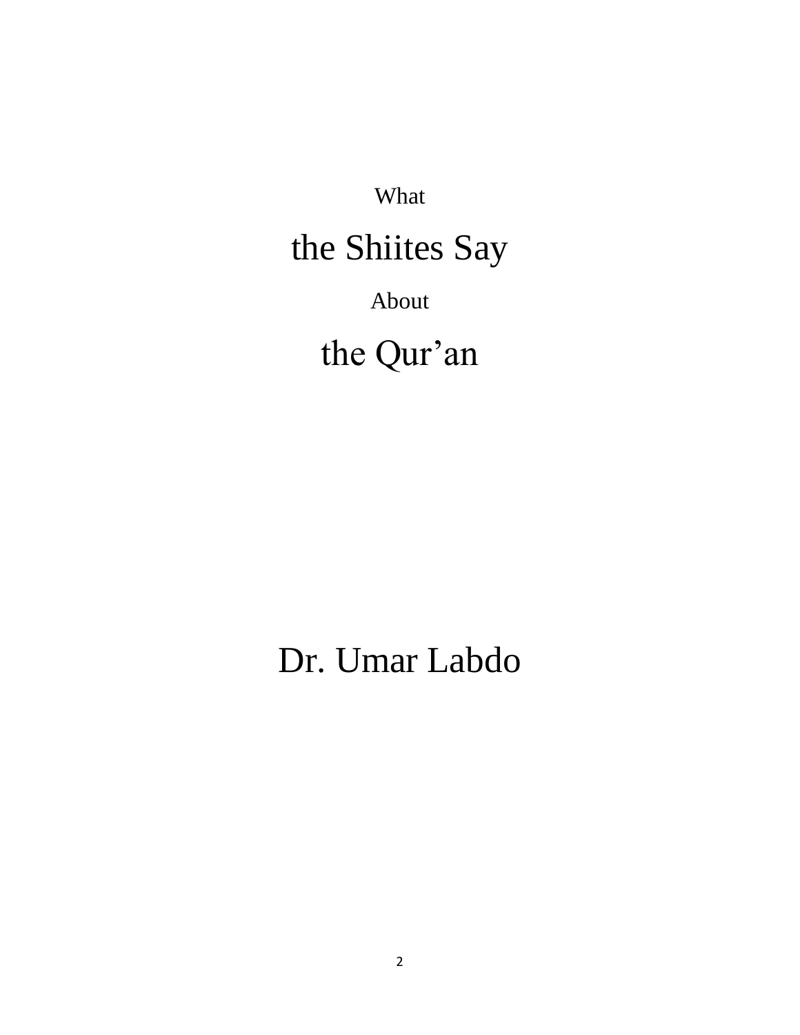What

# the Shiites Say

About

# the Qur'an

Dr. Umar Labdo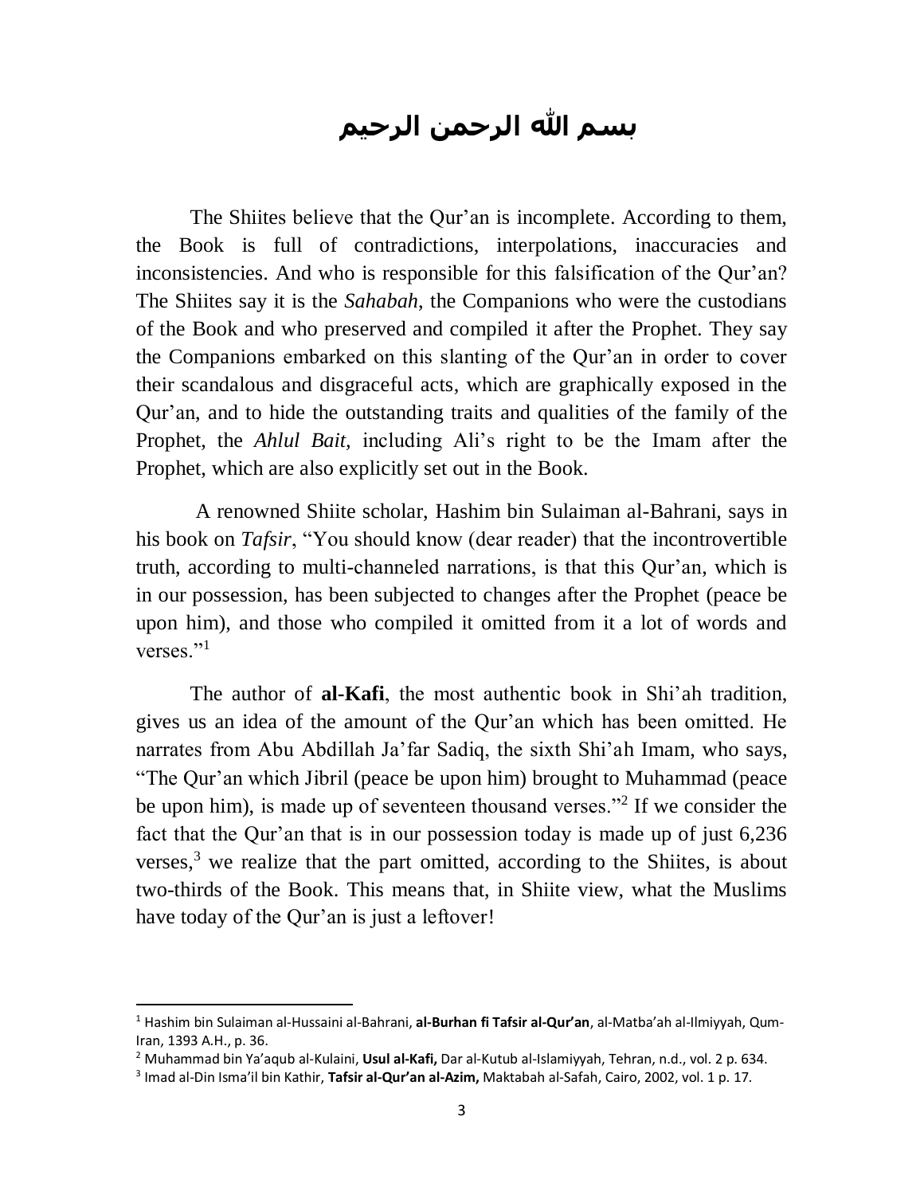# بسم الله الرحمن الرحيم

The Shiites believe that the Qur'an is incomplete. According to them, the Book is full of contradictions, interpolations, inaccuracies and inconsistencies. And who is responsible for this falsification of the Qur'an? The Shiites say it is the *Sahabah*, the Companions who were the custodians of the Book and who preserved and compiled it after the Prophet. They say the Companions embarked on this slanting of the Qur'an in order to cover their scandalous and disgraceful acts, which are graphically exposed in the Qur'an, and to hide the outstanding traits and qualities of the family of the Prophet, the *Ahlul Bait,* including Ali's right to be the Imam after the Prophet, which are also explicitly set out in the Book.

A renowned Shiite scholar, Hashim bin Sulaiman al-Bahrani, says in his book on *Tafsir*, "You should know (dear reader) that the incontrovertible truth, according to multi-channeled narrations, is that this Qur'an, which is in our possession, has been subjected to changes after the Prophet (peace be upon him), and those who compiled it omitted from it a lot of words and verses."[1]

The author of **al-Kafi**, the most authentic book in Shi'ah tradition, gives us an idea of the amount of the Qur'an which has been omitted. He narrates from Abu Abdillah Ja'far Sadiq, the sixth Shi'ah Imam, who says, "The Qur'an which Jibril (peace be upon him) brought to Muhammad (peace be upon him), is made up of seventeen thousand verses."[2] If we consider the fact that the Qur'an that is in our possession today is made up of just 6,236 verses,[3] we realize that the part omitted, according to the Shiites, is about two-thirds of the Book. This means that, in Shiite view, what the Muslims have today of the Qur'an is just a leftover!

---

[1] Hashim bin Sulaiman al-Hussaini al-Bahrani, **al-Burhan fi Tafsir al-Qur'an**, al-Matba'ah al-Ilmiyyah, Qum-Iran, 1393 A.H., p. 36.

[2] Muhammad bin Ya'aqub al-Kulaini, **Usul al-Kafi,** Dar al-Kutub al-Islamiyyah, Tehran, n.d., vol. 2 p. 634.

[3] Imad al-Din Isma'il bin Kathir, **Tafsir al-Qur'an al-Azim,** Maktabah al-Safah, Cairo, 2002, vol. 1 p. 17.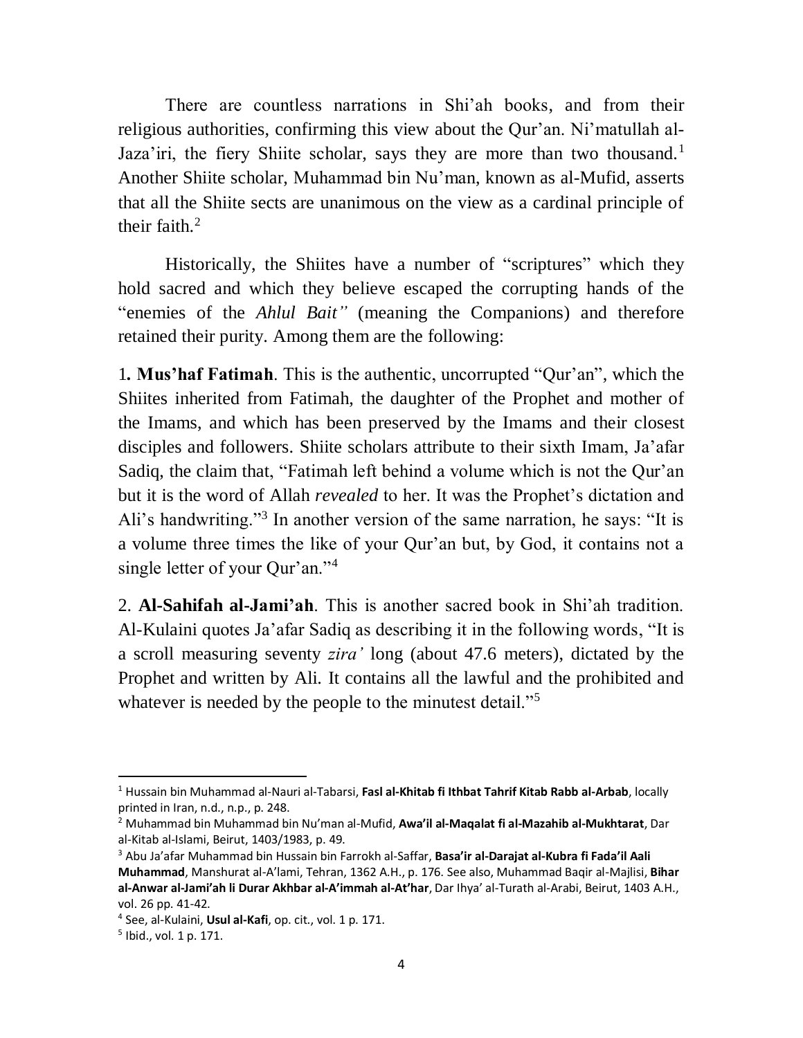There are countless narrations in Shi'ah books, and from their religious authorities, confirming this view about the Qur'an. Ni'matullah al-Jaza'iri, the fiery Shiite scholar, says they are more than two thousand.[1] Another Shiite scholar, Muhammad bin Nu'man, known as al-Mufid, asserts that all the Shiite sects are unanimous on the view as a cardinal principle of their faith.[2]

Historically, the Shiites have a number of "scriptures" which they hold sacred and which they believe escaped the corrupting hands of the "enemies of the *Ahlul Bait"* (meaning the Companions) and therefore retained their purity. Among them are the following:

1**. Mus'haf Fatimah**. This is the authentic, uncorrupted "Qur'an", which the Shiites inherited from Fatimah, the daughter of the Prophet and mother of the Imams, and which has been preserved by the Imams and their closest disciples and followers. Shiite scholars attribute to their sixth Imam, Ja'afar Sadiq, the claim that, "Fatimah left behind a volume which is not the Qur'an but it is the word of Allah *revealed* to her. It was the Prophet's dictation and Ali's handwriting."[3] In another version of the same narration, he says: "It is a volume three times the like of your Qur'an but, by God, it contains not a single letter of your Qur'an."[4]

2. **Al-Sahifah al-Jami'ah**. This is another sacred book in Shi'ah tradition. Al-Kulaini quotes Ja'afar Sadiq as describing it in the following words, "It is a scroll measuring seventy *zira'* long (about 47.6 meters), dictated by the Prophet and written by Ali. It contains all the lawful and the prohibited and whatever is needed by the people to the minutest detail."[5]

---

[1] Hussain bin Muhammad al-Nauri al-Tabarsi, **Fasl al-Khitab fi Ithbat Tahrif Kitab Rabb al-Arbab**, locally printed in Iran, n.d., n.p., p. 248.

[2] Muhammad bin Muhammad bin Nu'man al-Mufid, **Awa'il al-Maqalat fi al-Mazahib al-Mukhtarat**, Dar al-Kitab al-Islami, Beirut, 1403/1983, p. 49.

[3] Abu Ja'afar Muhammad bin Hussain bin Farrokh al-Saffar, **Basa'ir al-Darajat al-Kubra fi Fada'il Aali Muhammad**, Manshurat al-A'lami, Tehran, 1362 A.H., p. 176. See also, Muhammad Baqir al-Majlisi, **Bihar al-Anwar al-Jami'ah li Durar Akhbar al-A'immah al-At'har**, Dar Ihya' al-Turath al-Arabi, Beirut, 1403 A.H., vol. 26 pp. 41-42.

[4] See, al-Kulaini, **Usul al-Kafi**, op. cit., vol. 1 p. 171.

[5] Ibid., vol. 1 p. 171.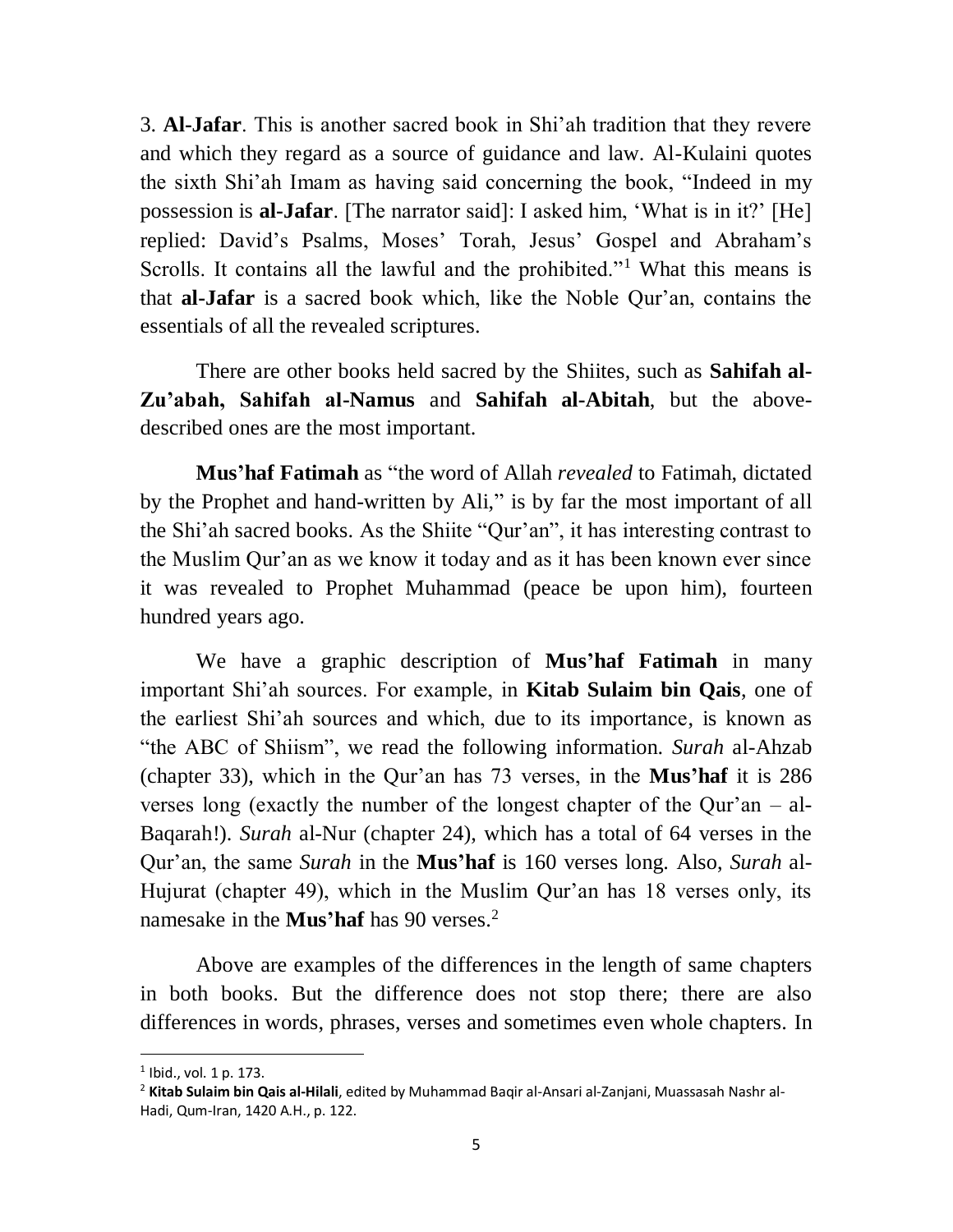3. **Al-Jafar**. This is another sacred book in Shi'ah tradition that they revere and which they regard as a source of guidance and law. Al-Kulaini quotes the sixth Shi'ah Imam as having said concerning the book, "Indeed in my possession is **al-Jafar**. [The narrator said]: I asked him, 'What is in it?' [He] replied: David's Psalms, Moses' Torah, Jesus' Gospel and Abraham's Scrolls. It contains all the lawful and the prohibited."[1] What this means is that **al-Jafar** is a sacred book which, like the Noble Qur'an, contains the essentials of all the revealed scriptures.

There are other books held sacred by the Shiites, such as **Sahifah al-Zu'abah, Sahifah al-Namus** and **Sahifah al-Abitah**, but the above-described ones are the most important.

**Mus'haf Fatimah** as "the word of Allah *revealed* to Fatimah, dictated by the Prophet and hand-written by Ali," is by far the most important of all the Shi'ah sacred books. As the Shiite "Qur'an", it has interesting contrast to the Muslim Qur'an as we know it today and as it has been known ever since it was revealed to Prophet Muhammad (peace be upon him), fourteen hundred years ago.

We have a graphic description of **Mus'haf Fatimah** in many important Shi'ah sources. For example, in **Kitab Sulaim bin Qais**, one of the earliest Shi'ah sources and which, due to its importance, is known as "the ABC of Shiism", we read the following information. *Surah* al-Ahzab (chapter 33), which in the Qur'an has 73 verses, in the **Mus'haf** it is 286 verses long (exactly the number of the longest chapter of the Qur'an – al-Baqarah!). *Surah* al-Nur (chapter 24), which has a total of 64 verses in the Qur'an, the same *Surah* in the **Mus'haf** is 160 verses long. Also, *Surah* al-Hujurat (chapter 49), which in the Muslim Qur'an has 18 verses only, its namesake in the **Mus'haf** has 90 verses.[2]

Above are examples of the differences in the length of same chapters in both books. But the difference does not stop there; there are also differences in words, phrases, verses and sometimes even whole chapters. In

---

[1] Ibid., vol. 1 p. 173.

[2] **Kitab Sulaim bin Qais al-Hilali**, edited by Muhammad Baqir al-Ansari al-Zanjani, Muassasah Nashr al-Hadi, Qum-Iran, 1420 A.H., p. 122.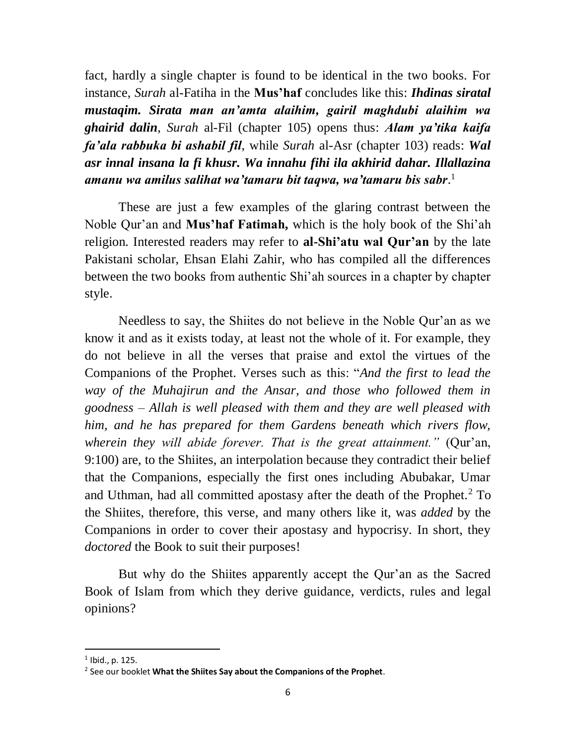fact, hardly a single chapter is found to be identical in the two books. For instance, *Surah* al-Fatiha in the **Mus'haf** concludes like this: ***Ihdinas siratal mustaqim. Sirata man an'amta alaihim, gairil maghdubi alaihim wa ghairid dalin***, *Surah* al-Fil (chapter 105) opens thus: ***Alam ya'tika kaifa fa'ala rabbuka bi ashabil fil***, while *Surah* al-Asr (chapter 103) reads: ***Wal asr innal insana la fi khusr. Wa innahu fihi ila akhirid dahar. Illallazina amanu wa amilus salihat wa'tamaru bit taqwa, wa'tamaru bis sabr***.[1]

These are just a few examples of the glaring contrast between the Noble Qur'an and **Mus'haf Fatimah,** which is the holy book of the Shi'ah religion. Interested readers may refer to **al-Shi'atu wal Qur'an** by the late Pakistani scholar, Ehsan Elahi Zahir, who has compiled all the differences between the two books from authentic Shi'ah sources in a chapter by chapter style.

Needless to say, the Shiites do not believe in the Noble Qur'an as we know it and as it exists today, at least not the whole of it. For example, they do not believe in all the verses that praise and extol the virtues of the Companions of the Prophet. Verses such as this: "*And the first to lead the way of the Muhajirun and the Ansar, and those who followed them in goodness – Allah is well pleased with them and they are well pleased with him, and he has prepared for them Gardens beneath which rivers flow, wherein they will abide forever. That is the great attainment."* (Qur'an, 9:100) are, to the Shiites, an interpolation because they contradict their belief that the Companions, especially the first ones including Abubakar, Umar and Uthman, had all committed apostasy after the death of the Prophet.[2] To the Shiites, therefore, this verse, and many others like it, was *added* by the Companions in order to cover their apostasy and hypocrisy. In short, they *doctored* the Book to suit their purposes!

But why do the Shiites apparently accept the Qur'an as the Sacred Book of Islam from which they derive guidance, verdicts, rules and legal opinions?

---

[1] Ibid., p. 125.

[2] See our booklet **What the Shiites Say about the Companions of the Prophet**.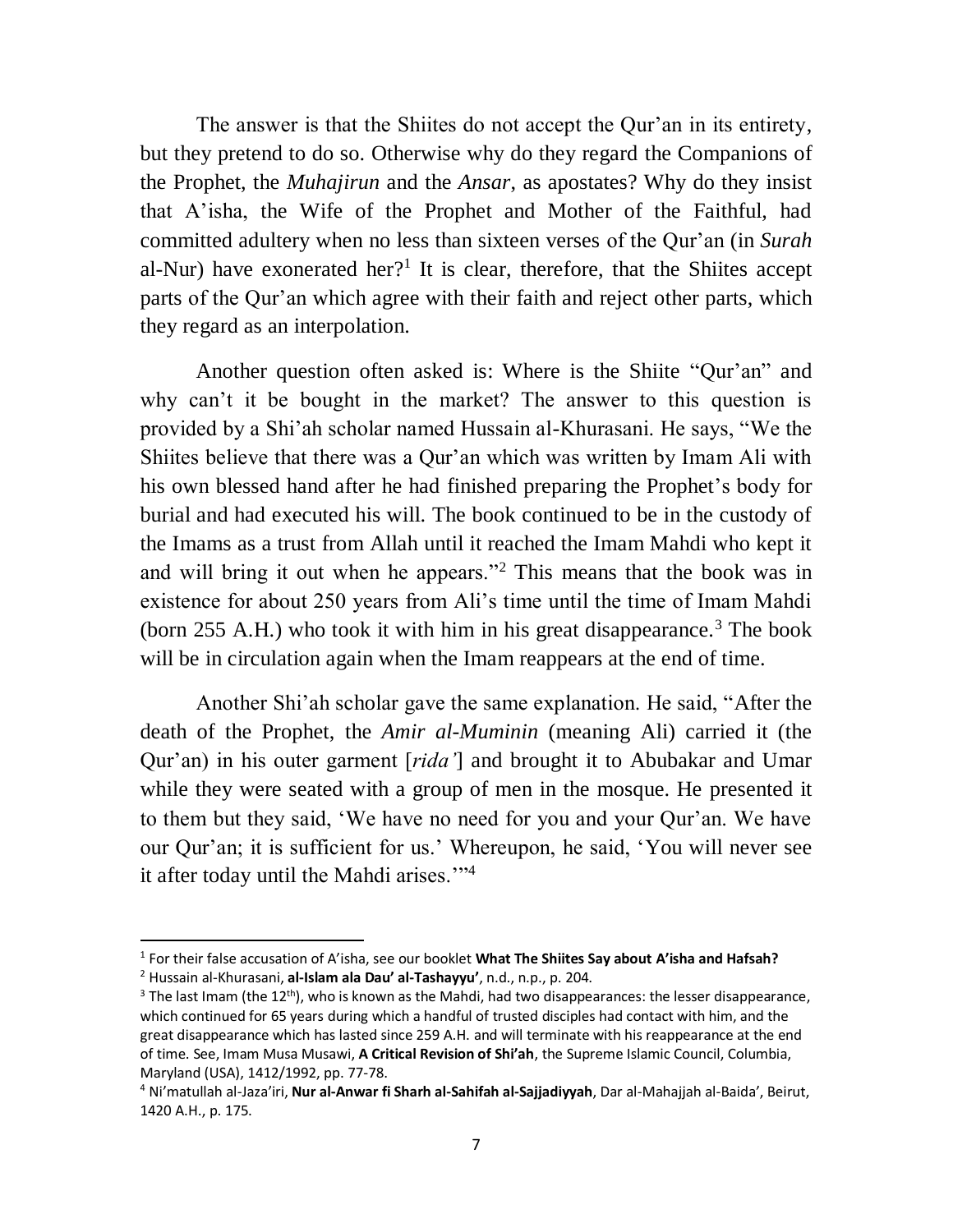The answer is that the Shiites do not accept the Qur'an in its entirety, but they pretend to do so. Otherwise why do they regard the Companions of the Prophet, the *Muhajirun* and the *Ansar*, as apostates? Why do they insist that A'isha, the Wife of the Prophet and Mother of the Faithful, had committed adultery when no less than sixteen verses of the Qur'an (in *Surah* al-Nur) have exonerated her?[1] It is clear, therefore, that the Shiites accept parts of the Qur'an which agree with their faith and reject other parts, which they regard as an interpolation.

Another question often asked is: Where is the Shiite "Qur'an" and why can't it be bought in the market? The answer to this question is provided by a Shi'ah scholar named Hussain al-Khurasani. He says, "We the Shiites believe that there was a Qur'an which was written by Imam Ali with his own blessed hand after he had finished preparing the Prophet's body for burial and had executed his will. The book continued to be in the custody of the Imams as a trust from Allah until it reached the Imam Mahdi who kept it and will bring it out when he appears."[2] This means that the book was in existence for about 250 years from Ali's time until the time of Imam Mahdi (born 255 A.H.) who took it with him in his great disappearance.[3] The book will be in circulation again when the Imam reappears at the end of time.

Another Shi'ah scholar gave the same explanation. He said, "After the death of the Prophet, the *Amir al-Muminin* (meaning Ali) carried it (the Qur'an) in his outer garment [*rida'*] and brought it to Abubakar and Umar while they were seated with a group of men in the mosque. He presented it to them but they said, 'We have no need for you and your Qur'an. We have our Qur'an; it is sufficient for us.' Whereupon, he said, 'You will never see it after today until the Mahdi arises.'"[4]

---

[1] For their false accusation of A'isha, see our booklet **What The Shiites Say about A'isha and Hafsah?**

[2] Hussain al-Khurasani, **al-Islam ala Dau' al-Tashayyu'**, n.d., n.p., p. 204.

[3] The last Imam (the 12th), who is known as the Mahdi, had two disappearances: the lesser disappearance, which continued for 65 years during which a handful of trusted disciples had contact with him, and the great disappearance which has lasted since 259 A.H. and will terminate with his reappearance at the end of time. See, Imam Musa Musawi, **A Critical Revision of Shi'ah**, the Supreme Islamic Council, Columbia, Maryland (USA), 1412/1992, pp. 77-78.

[4] Ni'matullah al-Jaza'iri, **Nur al-Anwar fi Sharh al-Sahifah al-Sajjadiyyah**, Dar al-Mahajjah al-Baida', Beirut, 1420 A.H., p. 175.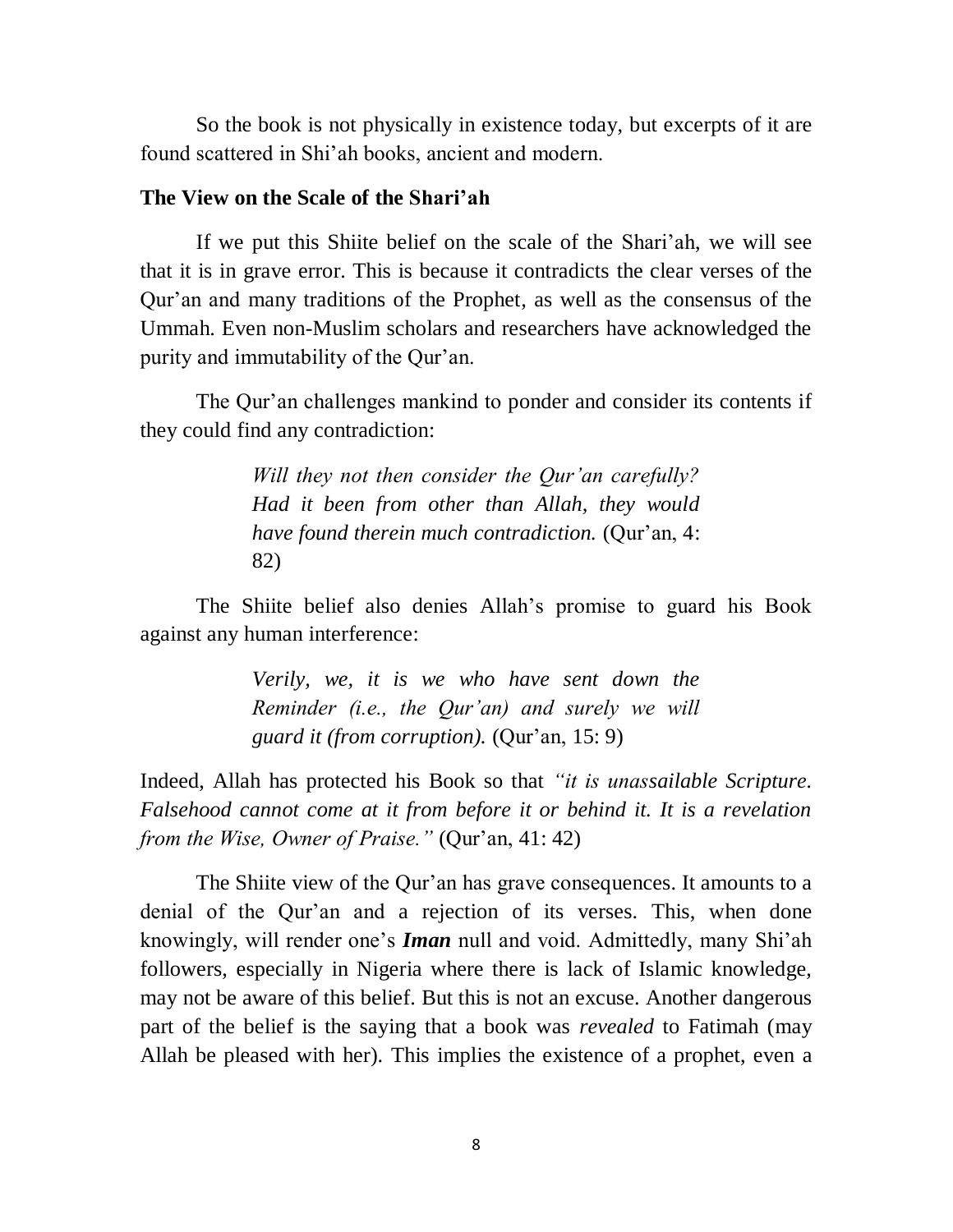So the book is not physically in existence today, but excerpts of it are found scattered in Shi'ah books, ancient and modern.

### The View on the Scale of the Shari'ah

If we put this Shiite belief on the scale of the Shari'ah, we will see that it is in grave error. This is because it contradicts the clear verses of the Qur'an and many traditions of the Prophet, as well as the consensus of the Ummah. Even non-Muslim scholars and researchers have acknowledged the purity and immutability of the Qur'an.

The Qur'an challenges mankind to ponder and consider its contents if they could find any contradiction:

> *Will they not then consider the Qur'an carefully? Had it been from other than Allah, they would have found therein much contradiction.* (Qur'an, 4: 82)

The Shiite belief also denies Allah's promise to guard his Book against any human interference:

> *Verily, we, it is we who have sent down the Reminder (i.e., the Qur'an) and surely we will guard it (from corruption).* (Qur'an, 15: 9)

Indeed, Allah has protected his Book so that *"it is unassailable Scripture. Falsehood cannot come at it from before it or behind it. It is a revelation from the Wise, Owner of Praise."* (Qur'an, 41: 42)

The Shiite view of the Qur'an has grave consequences. It amounts to a denial of the Qur'an and a rejection of its verses. This, when done knowingly, will render one's ***Iman*** null and void. Admittedly, many Shi'ah followers, especially in Nigeria where there is lack of Islamic knowledge, may not be aware of this belief. But this is not an excuse. Another dangerous part of the belief is the saying that a book was *revealed* to Fatimah (may Allah be pleased with her). This implies the existence of a prophet, even a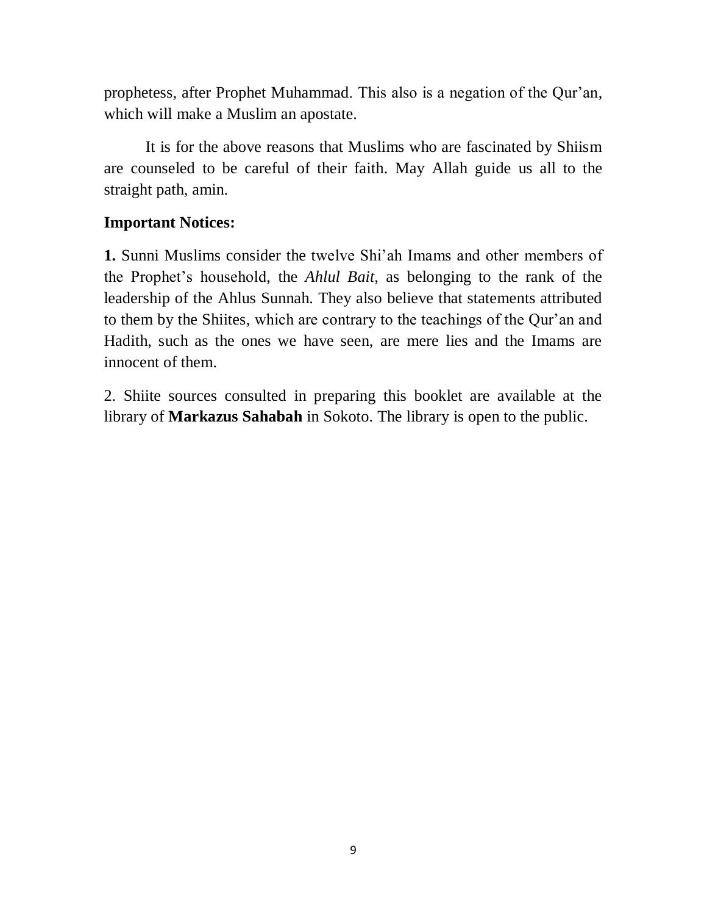prophetess, after Prophet Muhammad. This also is a negation of the Qur'an, which will make a Muslim an apostate.

It is for the above reasons that Muslims who are fascinated by Shiism are counseled to be careful of their faith. May Allah guide us all to the straight path, amin.

**Important Notices:**

**1.** Sunni Muslims consider the twelve Shi'ah Imams and other members of the Prophet's household, the *Ahlul Bait*, as belonging to the rank of the leadership of the Ahlus Sunnah. They also believe that statements attributed to them by the Shiites, which are contrary to the teachings of the Qur'an and Hadith, such as the ones we have seen, are mere lies and the Imams are innocent of them.

2. Shiite sources consulted in preparing this booklet are available at the library of **Markazus Sahabah** in Sokoto. The library is open to the public.